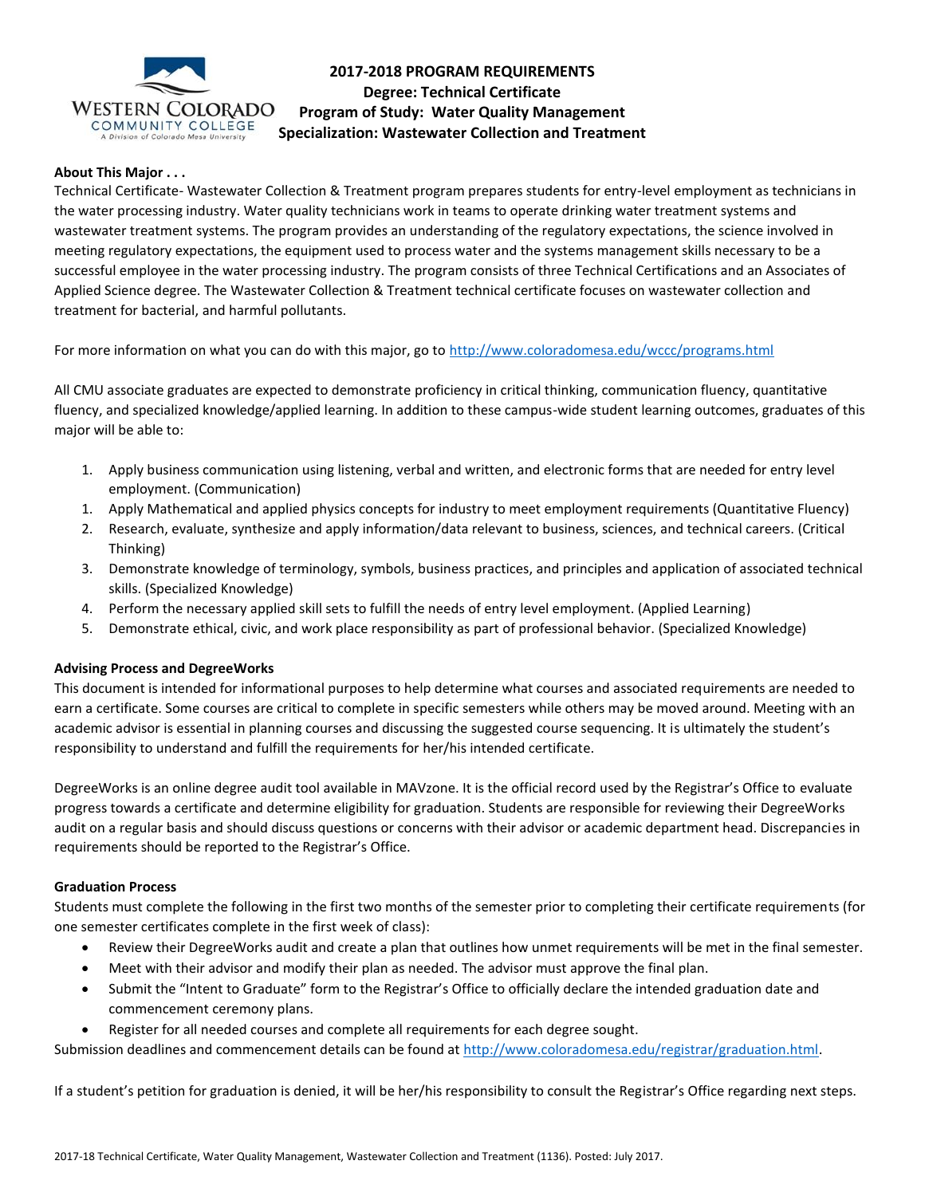# 2017-2018 PROGRAM REQUIREMENTS
## Degree: Technical Certificate
## Program of Study: Water Quality Management
## Specialization: Wastewater Collection and Treatment

**About This Major . . .**

Technical Certificate- Wastewater Collection & Treatment program prepares students for entry-level employment as technicians in the water processing industry. Water quality technicians work in teams to operate drinking water treatment systems and wastewater treatment systems. The program provides an understanding of the regulatory expectations, the science involved in meeting regulatory expectations, the equipment used to process water and the systems management skills necessary to be a successful employee in the water processing industry. The program consists of three Technical Certifications and an Associates of Applied Science degree. The Wastewater Collection & Treatment technical certificate focuses on wastewater collection and treatment for bacterial, and harmful pollutants.

For more information on what you can do with this major, go to http://www.coloradomesa.edu/wccc/programs.html

All CMU associate graduates are expected to demonstrate proficiency in critical thinking, communication fluency, quantitative fluency, and specialized knowledge/applied learning. In addition to these campus-wide student learning outcomes, graduates of this major will be able to:

1. Apply business communication using listening, verbal and written, and electronic forms that are needed for entry level employment. (Communication)
1. Apply Mathematical and applied physics concepts for industry to meet employment requirements (Quantitative Fluency)
2. Research, evaluate, synthesize and apply information/data relevant to business, sciences, and technical careers. (Critical Thinking)
3. Demonstrate knowledge of terminology, symbols, business practices, and principles and application of associated technical skills. (Specialized Knowledge)
4. Perform the necessary applied skill sets to fulfill the needs of entry level employment. (Applied Learning)
5. Demonstrate ethical, civic, and work place responsibility as part of professional behavior. (Specialized Knowledge)

**Advising Process and DegreeWorks**

This document is intended for informational purposes to help determine what courses and associated requirements are needed to earn a certificate. Some courses are critical to complete in specific semesters while others may be moved around. Meeting with an academic advisor is essential in planning courses and discussing the suggested course sequencing. It is ultimately the student's responsibility to understand and fulfill the requirements for her/his intended certificate.

DegreeWorks is an online degree audit tool available in MAVzone. It is the official record used by the Registrar's Office to evaluate progress towards a certificate and determine eligibility for graduation. Students are responsible for reviewing their DegreeWorks audit on a regular basis and should discuss questions or concerns with their advisor or academic department head. Discrepancies in requirements should be reported to the Registrar's Office.

**Graduation Process**

Students must complete the following in the first two months of the semester prior to completing their certificate requirements (for one semester certificates complete in the first week of class):

- Review their DegreeWorks audit and create a plan that outlines how unmet requirements will be met in the final semester.
- Meet with their advisor and modify their plan as needed. The advisor must approve the final plan.
- Submit the "Intent to Graduate" form to the Registrar's Office to officially declare the intended graduation date and commencement ceremony plans.
- Register for all needed courses and complete all requirements for each degree sought.

Submission deadlines and commencement details can be found at http://www.coloradomesa.edu/registrar/graduation.html.

If a student's petition for graduation is denied, it will be her/his responsibility to consult the Registrar's Office regarding next steps.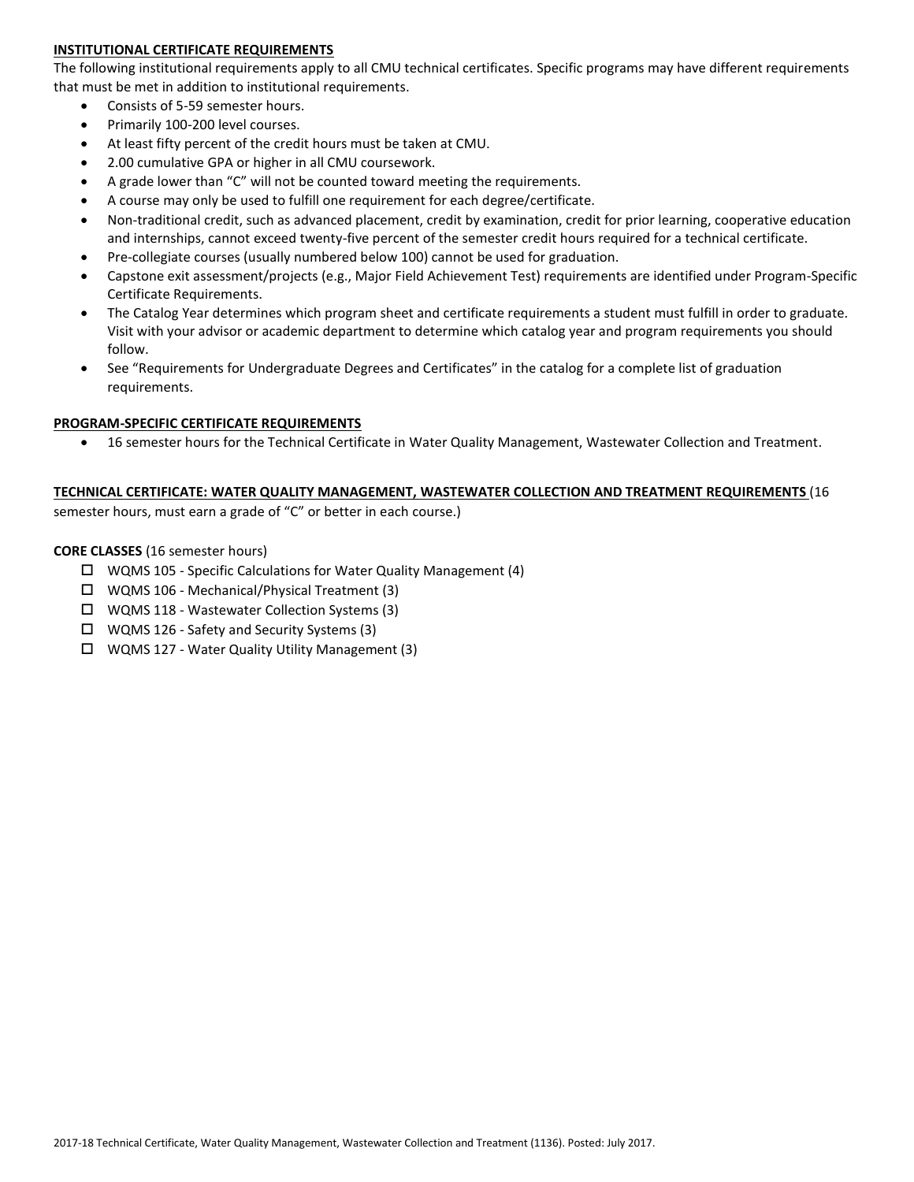**INSTITUTIONAL CERTIFICATE REQUIREMENTS**

The following institutional requirements apply to all CMU technical certificates. Specific programs may have different requirements that must be met in addition to institutional requirements.

- Consists of 5-59 semester hours.
- Primarily 100-200 level courses.
- At least fifty percent of the credit hours must be taken at CMU.
- 2.00 cumulative GPA or higher in all CMU coursework.
- A grade lower than "C" will not be counted toward meeting the requirements.
- A course may only be used to fulfill one requirement for each degree/certificate.
- Non-traditional credit, such as advanced placement, credit by examination, credit for prior learning, cooperative education and internships, cannot exceed twenty-five percent of the semester credit hours required for a technical certificate.
- Pre-collegiate courses (usually numbered below 100) cannot be used for graduation.
- Capstone exit assessment/projects (e.g., Major Field Achievement Test) requirements are identified under Program-Specific Certificate Requirements.
- The Catalog Year determines which program sheet and certificate requirements a student must fulfill in order to graduate. Visit with your advisor or academic department to determine which catalog year and program requirements you should follow.
- See "Requirements for Undergraduate Degrees and Certificates" in the catalog for a complete list of graduation requirements.

**PROGRAM-SPECIFIC CERTIFICATE REQUIREMENTS**

- 16 semester hours for the Technical Certificate in Water Quality Management, Wastewater Collection and Treatment.

**TECHNICAL CERTIFICATE: WATER QUALITY MANAGEMENT, WASTEWATER COLLECTION AND TREATMENT REQUIREMENTS** (16 semester hours, must earn a grade of "C" or better in each course.)

**CORE CLASSES** (16 semester hours)

- ☐ WQMS 105 - Specific Calculations for Water Quality Management (4)
- ☐ WQMS 106 - Mechanical/Physical Treatment (3)
- ☐ WQMS 118 - Wastewater Collection Systems (3)
- ☐ WQMS 126 - Safety and Security Systems (3)
- ☐ WQMS 127 - Water Quality Utility Management (3)

2017-18 Technical Certificate, Water Quality Management, Wastewater Collection and Treatment (1136). Posted: July 2017.